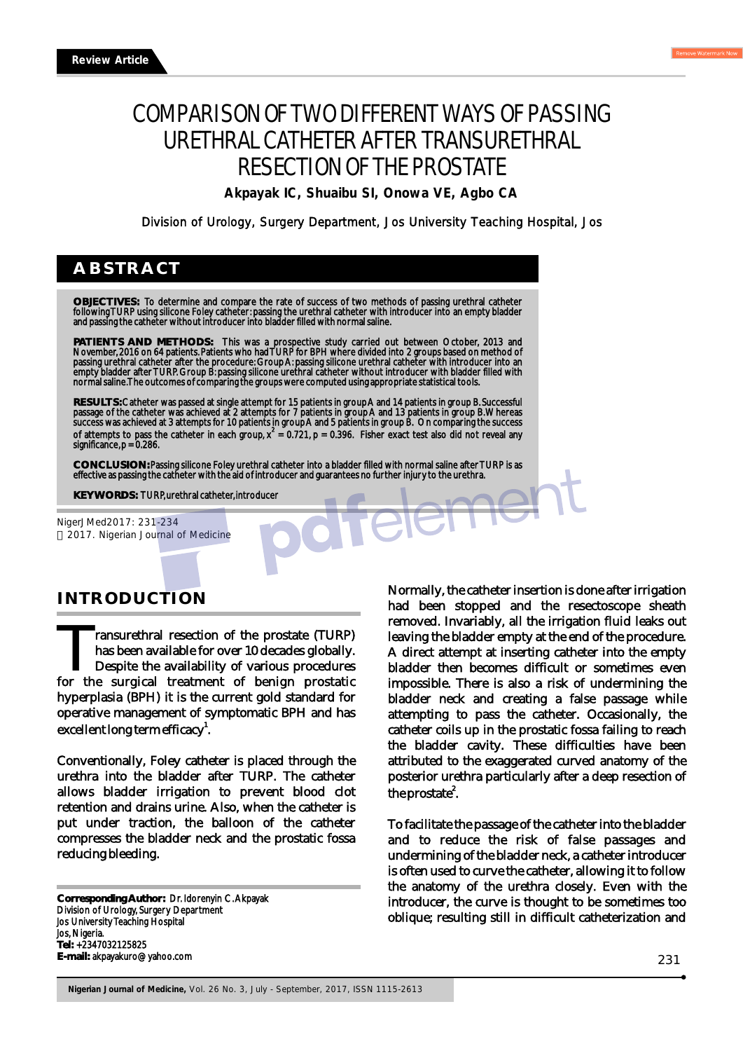Review Article

# COMPARISON OF TWO DIFFERENT WAYS OF PASSING URETHRAL CATHETER AFTER TRANSURETHRAL RESECTION OF THE PROSTATE

**Akpayak IC, Shuaibu SI, Onowa VE, Agbo CA**

Division of Urology, Surgery Department, Jos University Teaching Hospital, Jos

## ABSTRACT

**OBJECTIVES:** To determine and compare the rate of success of two methods of passing urethral catheter following TURP using silicone Foley catheter: passing the urethral catheter with introducer into an empty bladder and passing the catheter without introducer into bladder filled with normal saline.

**PATIENTS AND METHODS:** This was a prospective study carried out between October, 2013 and November, 2016 on 64 patients. Patients who had TURP for BPH where divided into 2 groups based on method of passing urethral catheter after the procedure: Group A: passing silicone urethral catheter with introducer into an empty bladder after TURP. Group B: passing silicone urethral catheter without introducer with bladder filled with normal saline. The outcomes of comparing the groups were computed using appropriate statistical tools.

**RESULTS:** Catheter was passed at single attempt for 15 patients in group A and 14 patients in group B. Successful passage of the catheter was achieved at 2 attempts for 7 patients in group A and 13 patients in group B. Whereas success was achieved at 3 attempts for 10 patients in group A and 5 patients in group B. On comparing the success of attempts to pass the catheter in each group, $x^2 = 0.721$, $p = 0.396$. Fisher exact test also did not reveal any significance, $p = 0.286$.

**CONCLUSION:** Passing silicone Foley urethral catheter into a bladder filled with normal saline after TURP is as effective as passing the catheter with the aid of introducer and guarantees no further injury to the urethra.

**KEYWORDS:** TURP, urethral catheter, introducer

NigerJMed2017: 231-234
© 2017. Nigerian Journal of Medicine

## INTRODUCTION

Transurethral resection of the prostate (TURP) has been available for over 10 decades globally. Despite the availability of various procedures for the surgical treatment of benign prostatic hyperplasia (BPH) it is the current gold standard for operative management of symptomatic BPH and has excellent long term efficacy[1].

Conventionally, Foley catheter is placed through the urethra into the bladder after TURP. The catheter allows bladder irrigation to prevent blood clot retention and drains urine. Also, when the catheter is put under traction, the balloon of the catheter compresses the bladder neck and the prostatic fossa reducing bleeding.

Normally, the catheter insertion is done after irrigation had been stopped and the resectoscope sheath removed. Invariably, all the irrigation fluid leaks out leaving the bladder empty at the end of the procedure. A direct attempt at inserting catheter into the empty bladder then becomes difficult or sometimes even impossible. There is also a risk of undermining the bladder neck and creating a false passage while attempting to pass the catheter. Occasionally, the catheter coils up in the prostatic fossa failing to reach the bladder cavity. These difficulties have been attributed to the exaggerated curved anatomy of the posterior urethra particularly after a deep resection of the prostate[2].

To facilitate the passage of the catheter into the bladder and to reduce the risk of false passages and undermining of the bladder neck, a catheter introducer is often used to curve the catheter, allowing it to follow the anatomy of the urethra closely. Even with the introducer, the curve is thought to be sometimes too oblique; resulting still in difficult catheterization and

**Corresponding Author:** Dr. Idorenyin C. Akpayak
Division of Urology, Surgery Department
Jos University Teaching Hospital
Jos, Nigeria.
**Tel:** +2347032125825
**E-mail:** akpayakuro@yahoo.com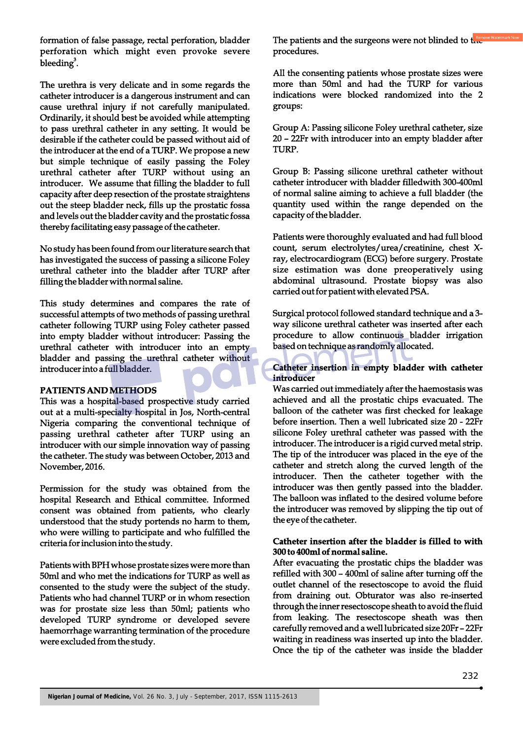formation of false passage, rectal perforation, bladder perforation which might even provoke severe bleeding[3].

The urethra is very delicate and in some regards the catheter introducer is a dangerous instrument and can cause urethral injury if not carefully manipulated. Ordinarily, it should best be avoided while attempting to pass urethral catheter in any setting. It would be desirable if the catheter could be passed without aid of the introducer at the end of a TURP. We propose a new but simple technique of easily passing the Foley urethral catheter after TURP without using an introducer. We assume that filling the bladder to full capacity after deep resection of the prostate straightens out the steep bladder neck, fills up the prostatic fossa and levels out the bladder cavity and the prostatic fossa thereby facilitating easy passage of the catheter.

No study has been found from our literature search that has investigated the success of passing a silicone Foley urethral catheter into the bladder after TURP after filling the bladder with normal saline.

This study determines and compares the rate of successful attempts of two methods of passing urethral catheter following TURP using Foley catheter passed into empty bladder without introducer: Passing the urethral catheter with introducer into an empty bladder and passing the urethral catheter without introducer into a full bladder.

## PATIENTS AND METHODS

This was a hospital-based prospective study carried out at a multi-specialty hospital in Jos, North-central Nigeria comparing the conventional technique of passing urethral catheter after TURP using an introducer with our simple innovation way of passing the catheter. The study was between October, 2013 and November, 2016.

Permission for the study was obtained from the hospital Research and Ethical committee. Informed consent was obtained from patients, who clearly understood that the study portends no harm to them, who were willing to participate and who fulfilled the criteria for inclusion into the study.

Patients with BPH whose prostate sizes were more than 50ml and who met the indications for TURP as well as consented to the study were the subject of the study. Patients who had channel TURP or in whom resection was for prostate size less than 50ml; patients who developed TURP syndrome or developed severe haemorrhage warranting termination of the procedure were excluded from the study.

The patients and the surgeons were not blinded to the procedures.

All the consenting patients whose prostate sizes were more than 50ml and had the TURP for various indications were blocked randomized into the 2 groups:

Group A: Passing silicone Foley urethral catheter, size 20 – 22Fr with introducer into an empty bladder after TURP.

Group B: Passing silicone urethral catheter without catheter introducer with bladder filledwith 300-400ml of normal saline aiming to achieve a full bladder (the quantity used within the range depended on the capacity of the bladder.

Patients were thoroughly evaluated and had full blood count, serum electrolytes/urea/creatinine, chest X-ray, electrocardiogram (ECG) before surgery. Prostate size estimation was done preoperatively using abdominal ultrasound. Prostate biopsy was also carried out for patient with elevated PSA.

Surgical protocol followed standard technique and a 3-way silicone urethral catheter was inserted after each procedure to allow continuous bladder irrigation based on technique as randomly allocated.

**Catheter insertion in empty bladder with catheter introducer**

Was carried out immediately after the haemostasis was achieved and all the prostatic chips evacuated. The balloon of the catheter was first checked for leakage before insertion. Then a well lubricated size 20 - 22Fr silicone Foley urethral catheter was passed with the introducer. The introducer is a rigid curved metal strip. The tip of the introducer was placed in the eye of the catheter and stretch along the curved length of the introducer. Then the catheter together with the introducer was then gently passed into the bladder. The balloon was inflated to the desired volume before the introducer was removed by slipping the tip out of the eye of the catheter.

**Catheter insertion after the bladder is filled to with 300 to 400ml of normal saline.**

After evacuating the prostatic chips the bladder was refilled with 300 – 400ml of saline after turning off the outlet channel of the resectoscope to avoid the fluid from draining out. Obturator was also re-inserted through the inner resectoscope sheath to avoid the fluid from leaking. The resectoscope sheath was then carefully removed and a well lubricated size 20Fr – 22Fr waiting in readiness was inserted up into the bladder. Once the tip of the catheter was inside the bladder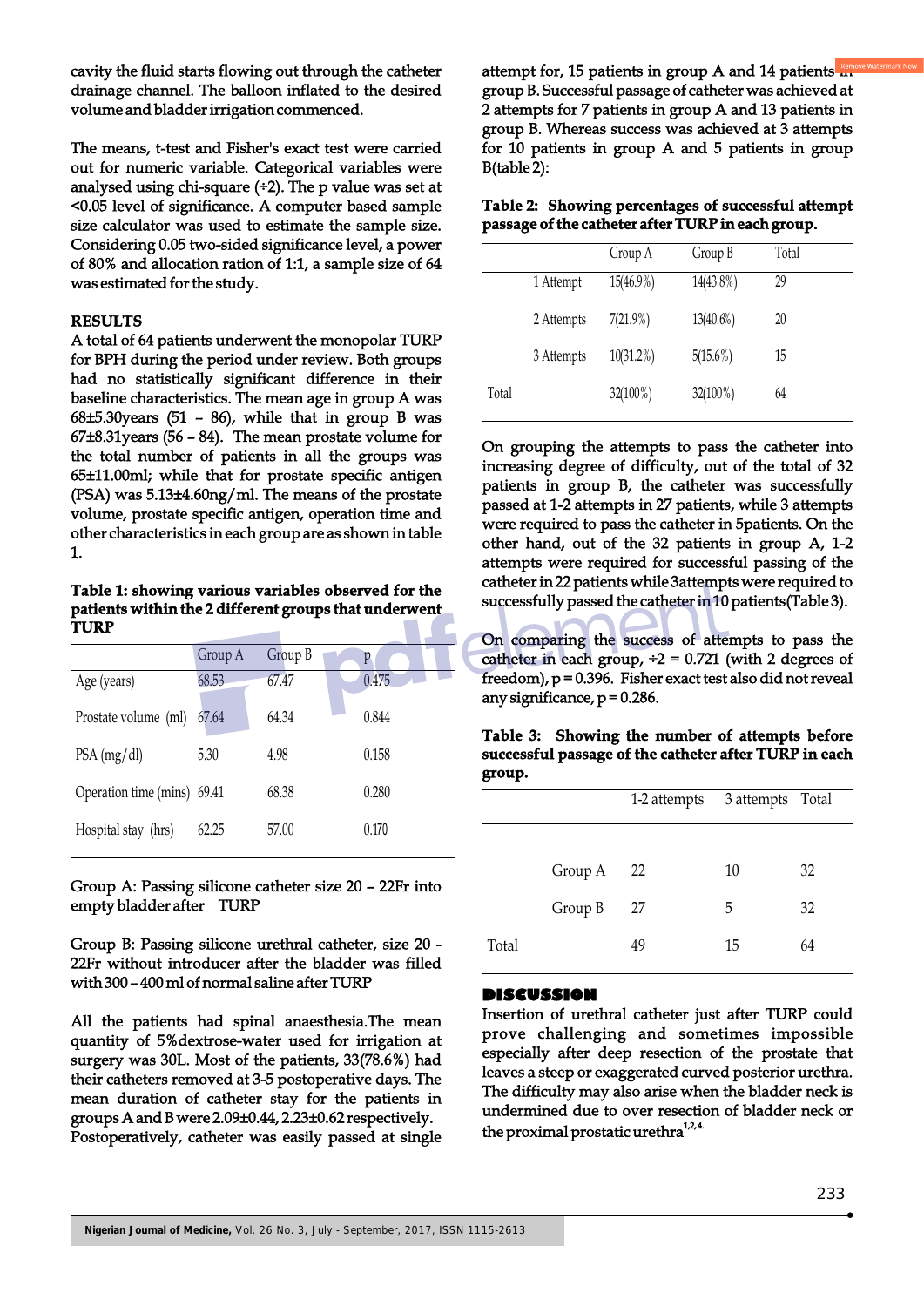cavity the fluid starts flowing out through the catheter drainage channel. The balloon inflated to the desired volume and bladder irrigation commenced.

The means, t-test and Fisher's exact test were carried out for numeric variable. Categorical variables were analysed using chi-square ($\div 2$). The p value was set at <0.05 level of significance. A computer based sample size calculator was used to estimate the sample size. Considering 0.05 two-sided significance level, a power of 80% and allocation ration of 1:1, a sample size of 64 was estimated for the study.

## RESULTS

A total of 64 patients underwent the monopolar TURP for BPH during the period under review. Both groups had no statistically significant difference in their baseline characteristics. The mean age in group A was 68±5.30years (51 – 86), while that in group B was 67±8.31years (56 – 84). The mean prostate volume for the total number of patients in all the groups was 65±11.00ml; while that for prostate specific antigen (PSA) was 5.13±4.60ng/ml. The means of the prostate volume, prostate specific antigen, operation time and other characteristics in each group are as shown in table 1.

**Table 1: showing various variables observed for the patients within the 2 different groups that underwent TURP**

| | Group A | Group B | p |
|---|---|---|---|
| Age (years) | 68.53 | 67.47 | 0.475 |
| Prostate volume (ml) | 67.64 | 64.34 | 0.844 |
| PSA (mg/dl) | 5.30 | 4.98 | 0.158 |
| Operation time (mins) | 69.41 | 68.38 | 0.280 |
| Hospital stay (hrs) | 62.25 | 57.00 | 0.170 |

Group A: Passing silicone catheter size 20 – 22Fr into empty bladder after TURP

Group B: Passing silicone urethral catheter, size 20 - 22Fr without introducer after the bladder was filled with 300 – 400 ml of normal saline after TURP

All the patients had spinal anaesthesia.The mean quantity of 5%dextrose-water used for irrigation at surgery was 30L. Most of the patients, 33(78.6%) had their catheters removed at 3-5 postoperative days. The mean duration of catheter stay for the patients in groups A and B were 2.09±0.44, 2.23±0.62 respectively. Postoperatively, catheter was easily passed at single attempt for, 15 patients in group A and 14 patients in group B. Successful passage of catheter was achieved at 2 attempts for 7 patients in group A and 13 patients in group B. Whereas success was achieved at 3 attempts for 10 patients in group A and 5 patients in group B(table 2):

**Table 2: Showing percentages of successful attempt passage of the catheter after TURP in each group.**

| | Group A | Group B | Total |
|---|---|---|---|
| 1 Attempt | 15(46.9%) | 14(43.8%) | 29 |
| 2 Attempts | 7(21.9%) | 13(40.6%) | 20 |
| 3 Attempts | 10(31.2%) | 5(15.6%) | 15 |
| Total | 32(100%) | 32(100%) | 64 |

On grouping the attempts to pass the catheter into increasing degree of difficulty, out of the total of 32 patients in group B, the catheter was successfully passed at 1-2 attempts in 27 patients, while 3 attempts were required to pass the catheter in 5patients. On the other hand, out of the 32 patients in group A, 1-2 attempts were required for successful passing of the catheter in 22 patients while 3attempts were required to successfully passed the catheter in 10 patients(Table 3).

On comparing the success of attempts to pass the catheter in each group, $\div 2$ = 0.721 (with 2 degrees of freedom), p = 0.396. Fisher exact test also did not reveal any significance, p = 0.286.

**Table 3: Showing the number of attempts before successful passage of the catheter after TURP in each group.**

| | 1-2 attempts | 3 attempts | Total |
|---|---|---|---|
| Group A | 22 | 10 | 32 |
| Group B | 27 | 5 | 32 |
| Total | 49 | 15 | 64 |

## DISCUSSION

Insertion of urethral catheter just after TURP could prove challenging and sometimes impossible especially after deep resection of the prostate that leaves a steep or exaggerated curved posterior urethra. The difficulty may also arise when the bladder neck is undermined due to over resection of bladder neck or the proximal prostatic urethra[1,2,4].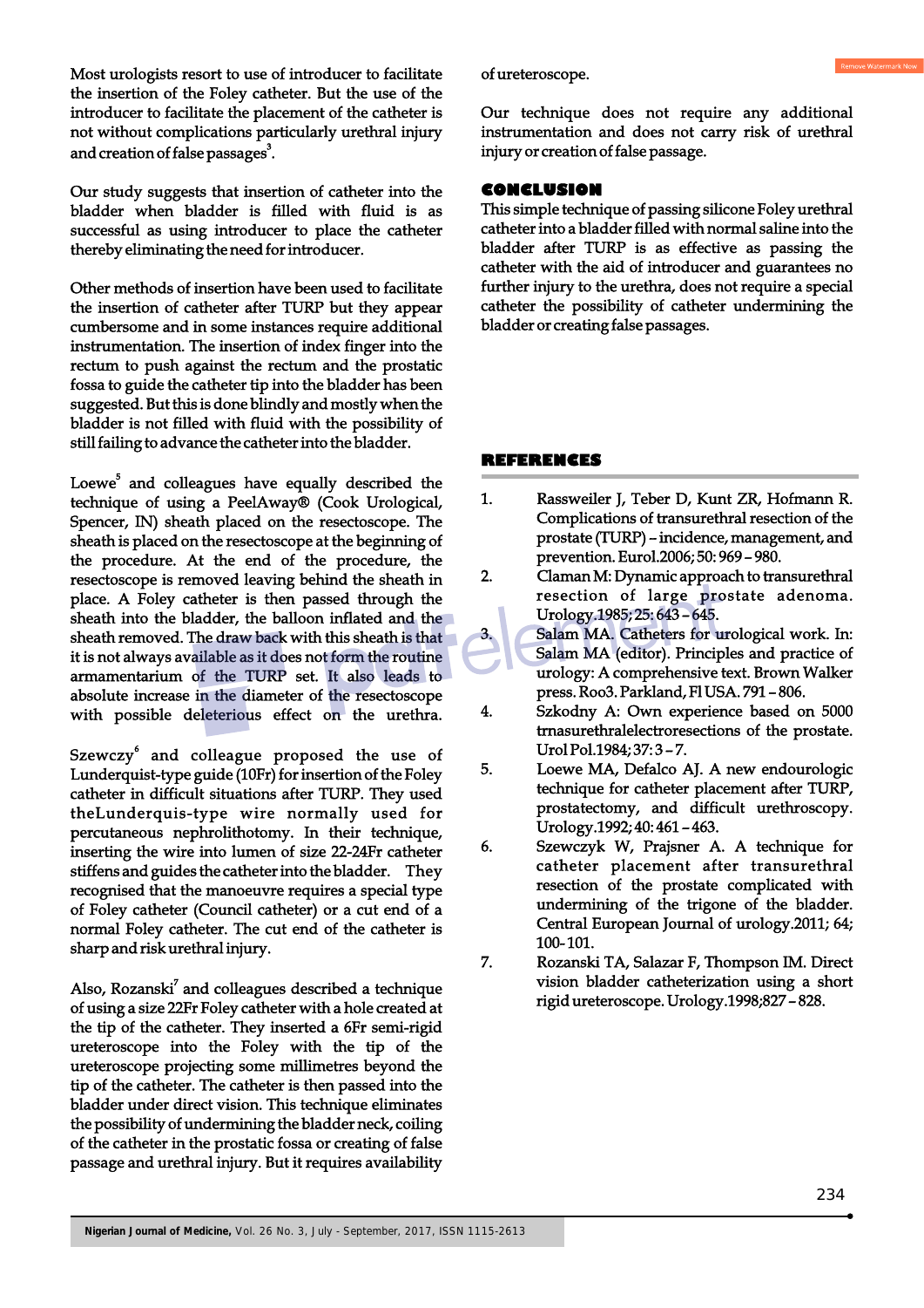Most urologists resort to use of introducer to facilitate the insertion of the Foley catheter. But the use of the introducer to facilitate the placement of the catheter is not without complications particularly urethral injury and creation of false passages[3].

Our study suggests that insertion of catheter into the bladder when bladder is filled with fluid is as successful as using introducer to place the catheter thereby eliminating the need for introducer.

Other methods of insertion have been used to facilitate the insertion of catheter after TURP but they appear cumbersome and in some instances require additional instrumentation. The insertion of index finger into the rectum to push against the rectum and the prostatic fossa to guide the catheter tip into the bladder has been suggested. But this is done blindly and mostly when the bladder is not filled with fluid with the possibility of still failing to advance the catheter into the bladder.

Loewe[5] and colleagues have equally described the technique of using a PeelAway® (Cook Urological, Spencer, IN) sheath placed on the resectoscope. The sheath is placed on the resectoscope at the beginning of the procedure. At the end of the procedure, the resectoscope is removed leaving behind the sheath in place. A Foley catheter is then passed through the sheath into the bladder, the balloon inflated and the sheath removed. The draw back with this sheath is that it is not always available as it does not form the routine armamentarium of the TURP set. It also leads to absolute increase in the diameter of the resectoscope with possible deleterious effect on the urethra.

Szewczy[6] and colleague proposed the use of Lunderquist-type guide (10Fr) for insertion of the Foley catheter in difficult situations after TURP. They used theLunderquis-type wire normally used for percutaneous nephrolithotomy. In their technique, inserting the wire into lumen of size 22-24Fr catheter stiffens and guides the catheter into the bladder. They recognised that the manoeuvre requires a special type of Foley catheter (Council catheter) or a cut end of a normal Foley catheter. The cut end of the catheter is sharp and risk urethral injury.

Also, Rozanski[7] and colleagues described a technique of using a size 22Fr Foley catheter with a hole created at the tip of the catheter. They inserted a 6Fr semi-rigid ureteroscope into the Foley with the tip of the ureteroscope projecting some millimetres beyond the tip of the catheter. The catheter is then passed into the bladder under direct vision. This technique eliminates the possibility of undermining the bladder neck, coiling of the catheter in the prostatic fossa or creating of false passage and urethral injury. But it requires availability of ureteroscope.

Our technique does not require any additional instrumentation and does not carry risk of urethral injury or creation of false passage.

## CONCLUSION

This simple technique of passing silicone Foley urethral catheter into a bladder filled with normal saline into the bladder after TURP is as effective as passing the catheter with the aid of introducer and guarantees no further injury to the urethra, does not require a special catheter the possibility of catheter undermining the bladder or creating false passages.

## REFERENCES

1. Rassweiler J, Teber D, Kunt ZR, Hofmann R. Complications of transurethral resection of the prostate (TURP) – incidence, management, and prevention. Eurol.2006; 50: 969 – 980.
2. Claman M: Dynamic approach to transurethral resection of large prostate adenoma. Urology.1985; 25: 643 – 645.
3. Salam MA. Catheters for urological work. In: Salam MA (editor). Principles and practice of urology: A comprehensive text. Brown Walker press. Roo3. Parkland, Fl USA. 791 – 806.
4. Szkodny A: Own experience based on 5000 trnasurethralelectroresections of the prostate. Urol Pol.1984; 37: 3 – 7.
5. Loewe MA, Defalco AJ. A new endourologic technique for catheter placement after TURP, prostatectomy, and difficult urethroscopy. Urology.1992; 40: 461 – 463.
6. Szewczyk W, Prajsner A. A technique for catheter placement after transurethral resection of the prostate complicated with undermining of the trigone of the bladder. Central European Journal of urology.2011; 64; 100- 101.
7. Rozanski TA, Salazar F, Thompson IM. Direct vision bladder catheterization using a short rigid ureteroscope. Urology.1998;827 – 828.